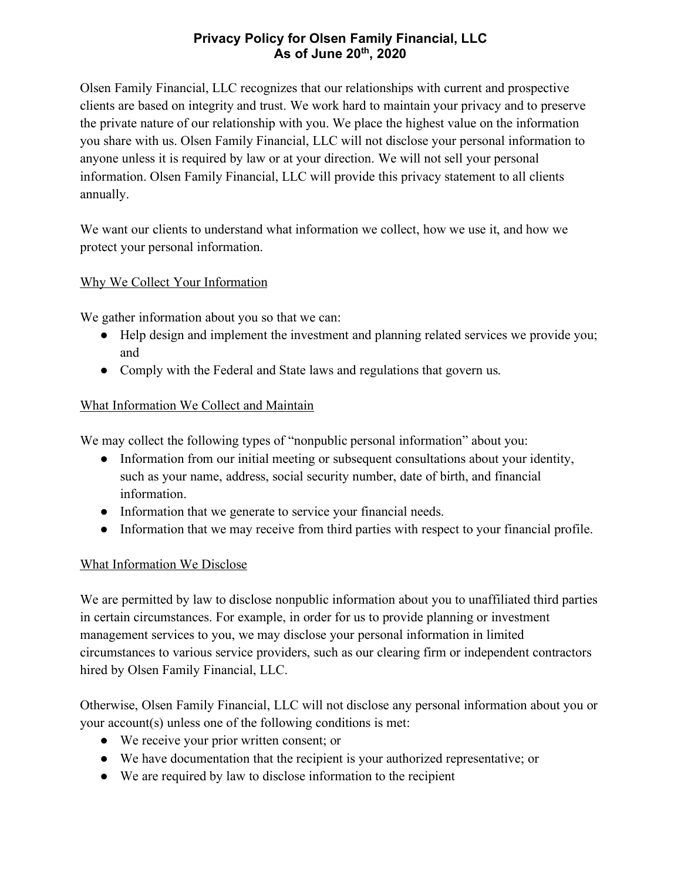# Privacy Policy for Olsen Family Financial, LLC
# As of June 20th, 2020

Olsen Family Financial, LLC recognizes that our relationships with current and prospective clients are based on integrity and trust. We work hard to maintain your privacy and to preserve the private nature of our relationship with you. We place the highest value on the information you share with us. Olsen Family Financial, LLC will not disclose your personal information to anyone unless it is required by law or at your direction. We will not sell your personal information. Olsen Family Financial, LLC will provide this privacy statement to all clients annually.

We want our clients to understand what information we collect, how we use it, and how we protect your personal information.

## Why We Collect Your Information

We gather information about you so that we can:

- Help design and implement the investment and planning related services we provide you; and
- Comply with the Federal and State laws and regulations that govern us.

## What Information We Collect and Maintain

We may collect the following types of "nonpublic personal information" about you:

- Information from our initial meeting or subsequent consultations about your identity, such as your name, address, social security number, date of birth, and financial information.
- Information that we generate to service your financial needs.
- Information that we may receive from third parties with respect to your financial profile.

## What Information We Disclose

We are permitted by law to disclose nonpublic information about you to unaffiliated third parties in certain circumstances. For example, in order for us to provide planning or investment management services to you, we may disclose your personal information in limited circumstances to various service providers, such as our clearing firm or independent contractors hired by Olsen Family Financial, LLC.

Otherwise, Olsen Family Financial, LLC will not disclose any personal information about you or your account(s) unless one of the following conditions is met:

- We receive your prior written consent; or
- We have documentation that the recipient is your authorized representative; or
- We are required by law to disclose information to the recipient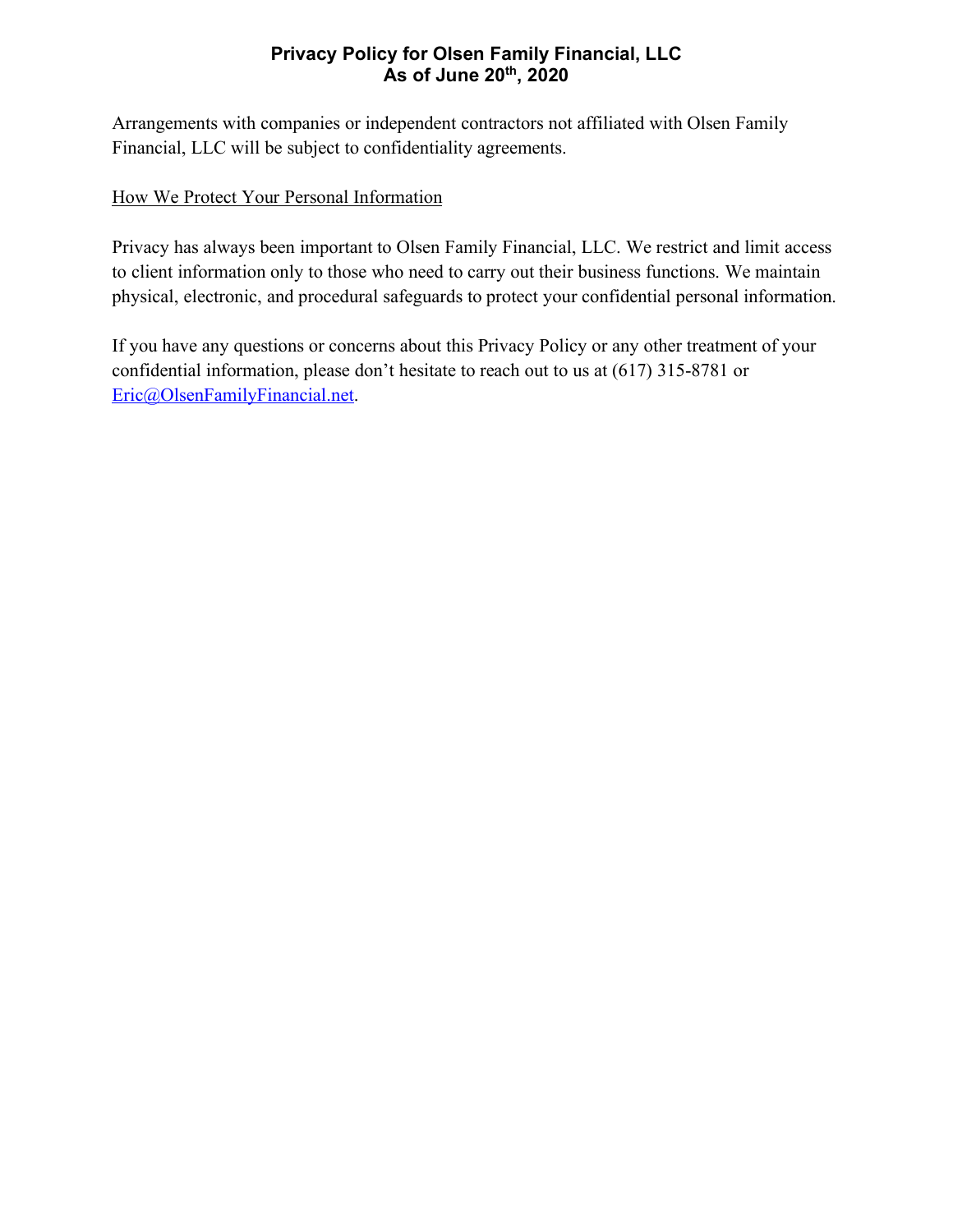Arrangements with companies or independent contractors not affiliated with Olsen Family Financial, LLC will be subject to confidentiality agreements.

## How We Protect Your Personal Information

Privacy has always been important to Olsen Family Financial, LLC. We restrict and limit access to client information only to those who need to carry out their business functions. We maintain physical, electronic, and procedural safeguards to protect your confidential personal information.

If you have any questions or concerns about this Privacy Policy or any other treatment of your confidential information, please don't hesitate to reach out to us at (617) 315-8781 or Eric@OlsenFamilyFinancial.net.